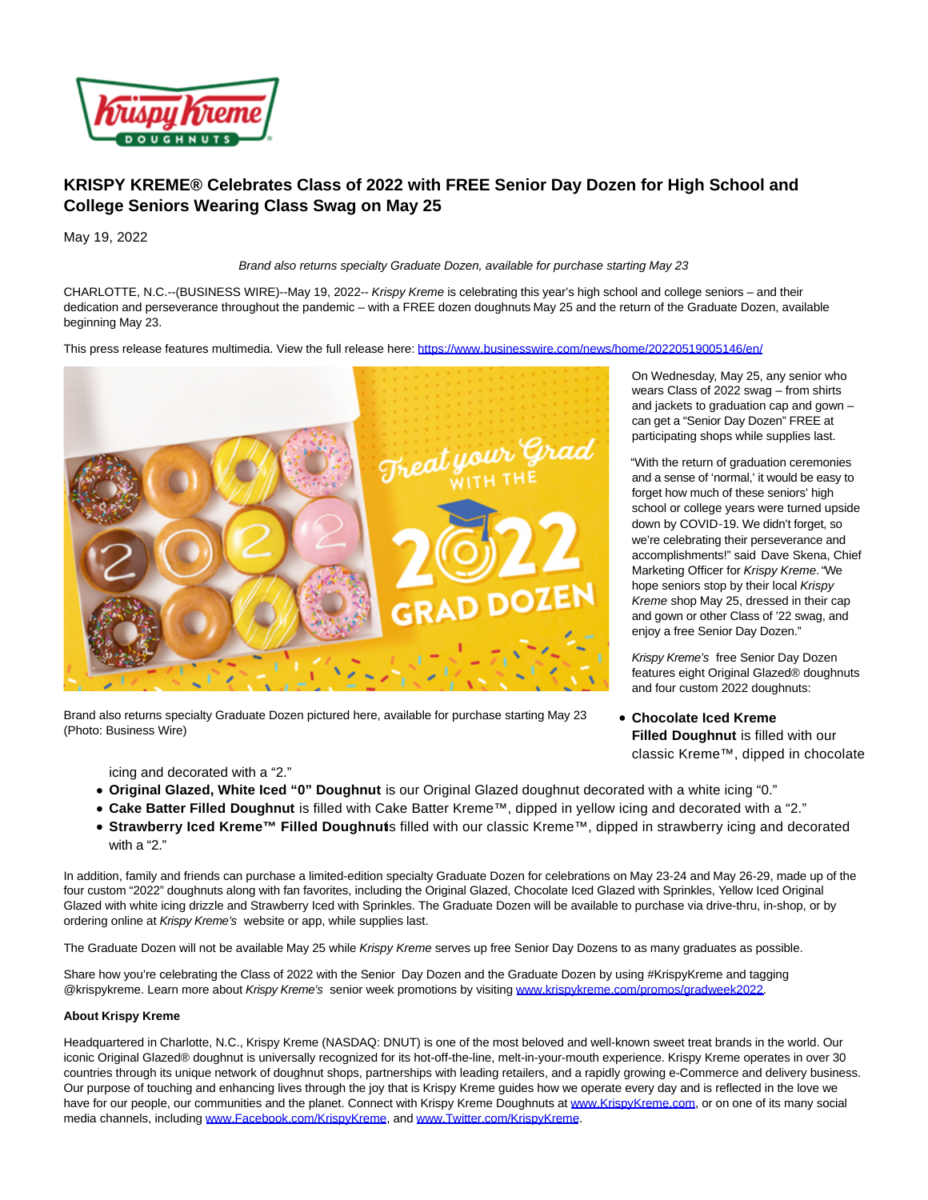# KRISPY KREME® Celebrates Class of 2022 with FREE Senior Day Dozen for High School and College Seniors Wearing Class Swag on May 25

May 19, 2022

*Brand also returns specialty Graduate Dozen, available for purchase starting May 23*

CHARLOTTE, N.C.--(BUSINESS WIRE)--May 19, 2022-- *Krispy Kreme* is celebrating this year's high school and college seniors – and their dedication and perseverance throughout the pandemic – with a FREE dozen doughnuts May 25 and the return of the Graduate Dozen, available beginning May 23.

This press release features multimedia. View the full release here: https://www.businesswire.com/news/home/20220519005146/en/

Brand also returns specialty Graduate Dozen pictured here, available for purchase starting May 23 (Photo: Business Wire)

On Wednesday, May 25, any senior who wears Class of 2022 swag – from shirts and jackets to graduation cap and gown – can get a "Senior Day Dozen" FREE at participating shops while supplies last.

"With the return of graduation ceremonies and a sense of 'normal,' it would be easy to forget how much of these seniors' high school or college years were turned upside down by COVID-19. We didn't forget, so we're celebrating their perseverance and accomplishments!" said Dave Skena, Chief Marketing Officer for *Krispy Kreme*. "We hope seniors stop by their local *Krispy Kreme* shop May 25, dressed in their cap and gown or other Class of '22 swag, and enjoy a free Senior Day Dozen."

*Krispy Kreme's* free Senior Day Dozen features eight Original Glazed® doughnuts and four custom 2022 doughnuts:

- **Chocolate Iced Kreme Filled Doughnut** is filled with our classic Kreme™, dipped in chocolate icing and decorated with a "2."
- **Original Glazed, White Iced "0" Doughnut** is our Original Glazed doughnut decorated with a white icing "0."
- **Cake Batter Filled Doughnut** is filled with Cake Batter Kreme™, dipped in yellow icing and decorated with a "2."
- **Strawberry Iced Kreme™ Filled Doughnut** is filled with our classic Kreme™, dipped in strawberry icing and decorated with a "2."

In addition, family and friends can purchase a limited-edition specialty Graduate Dozen for celebrations on May 23-24 and May 26-29, made up of the four custom "2022" doughnuts along with fan favorites, including the Original Glazed, Chocolate Iced Glazed with Sprinkles, Yellow Iced Original Glazed with white icing drizzle and Strawberry Iced with Sprinkles. The Graduate Dozen will be available to purchase via drive-thru, in-shop, or by ordering online at *Krispy Kreme's* website or app, while supplies last.

The Graduate Dozen will not be available May 25 while *Krispy Kreme* serves up free Senior Day Dozens to as many graduates as possible.

Share how you're celebrating the Class of 2022 with the Senior Day Dozen and the Graduate Dozen by using #KrispyKreme and tagging @krispykreme. Learn more about *Krispy Kreme's* senior week promotions by visiting www.krispykreme.com/promos/gradweek2022.

**About Krispy Kreme**

Headquartered in Charlotte, N.C., Krispy Kreme (NASDAQ: DNUT) is one of the most beloved and well-known sweet treat brands in the world. Our iconic Original Glazed® doughnut is universally recognized for its hot-off-the-line, melt-in-your-mouth experience. Krispy Kreme operates in over 30 countries through its unique network of doughnut shops, partnerships with leading retailers, and a rapidly growing e-Commerce and delivery business. Our purpose of touching and enhancing lives through the joy that is Krispy Kreme guides how we operate every day and is reflected in the love we have for our people, our communities and the planet. Connect with Krispy Kreme Doughnuts at www.KrispyKreme.com, or on one of its many social media channels, including www.Facebook.com/KrispyKreme, and www.Twitter.com/KrispyKreme.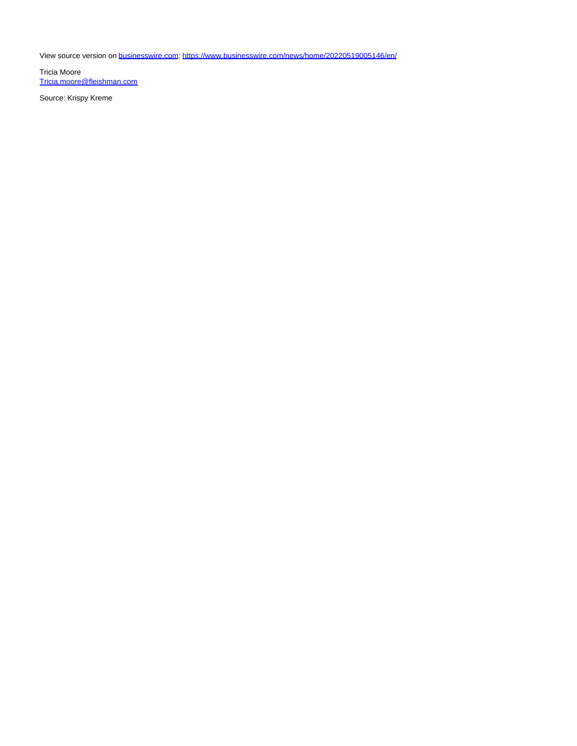View source version on [businesswire.com](https://www.businesswire.com/news/home/20220519005146/en/): [https://www.businesswire.com/news/home/20220519005146/en/](https://www.businesswire.com/news/home/20220519005146/en/)

Tricia Moore
[Tricia.moore@fleishman.com](mailto:Tricia.moore@fleishman.com)

Source: Krispy Kreme